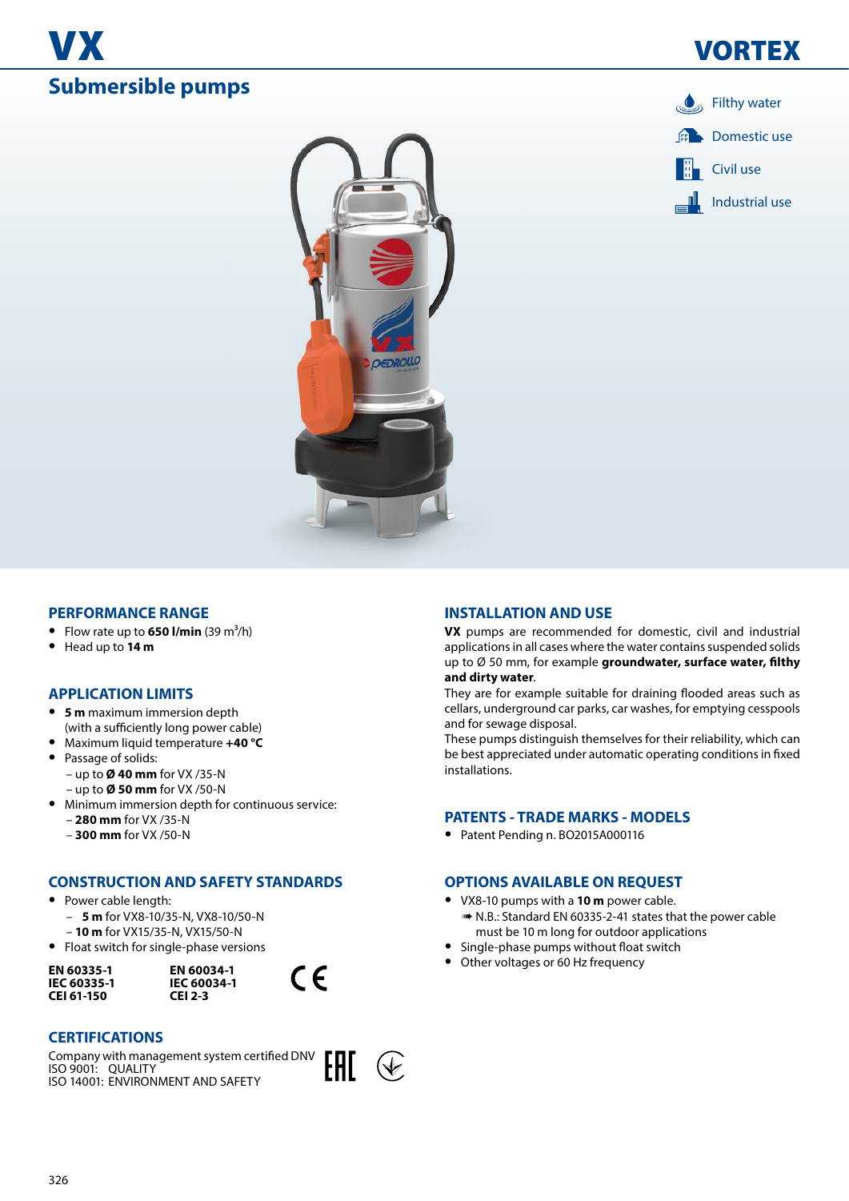# VX

## Submersible pumps

# VORTEX

- Filthy water
- Domestic use
- Civil use
- Industrial use

### PERFORMANCE RANGE

- Flow rate up to **650 l/min** (39 m³/h)
- Head up to **14 m**

### APPLICATION LIMITS

- **5 m** maximum immersion depth (with a sufficiently long power cable)
- Maximum liquid temperature **+40 °C**
- Passage of solids:
  - up to **Ø 40 mm** for VX /35-N
  - up to **Ø 50 mm** for VX /50-N
- Minimum immersion depth for continuous service:
  - **280 mm** for VX /35-N
  - **300 mm** for VX /50-N

### CONSTRUCTION AND SAFETY STANDARDS

- Power cable length:
  - **5 m** for VX8-10/35-N, VX8-10/50-N
  - **10 m** for VX15/35-N, VX15/50-N
- Float switch for single-phase versions

**EN 60335-1**
**IEC 60335-1**
**CEI 61-150**

**EN 60034-1**
**IEC 60034-1**
**CEI 2-3**

CE

### CERTIFICATIONS

Company with management system certified DNV
ISO 9001: QUALITY
ISO 14001: ENVIRONMENT AND SAFETY

### INSTALLATION AND USE

**VX** pumps are recommended for domestic, civil and industrial applications in all cases where the water contains suspended solids up to Ø 50 mm, for example **groundwater, surface water, filthy and dirty water**.
They are for example suitable for draining flooded areas such as cellars, underground car parks, car washes, for emptying cesspools and for sewage disposal.
These pumps distinguish themselves for their reliability, which can be best appreciated under automatic operating conditions in fixed installations.

### PATENTS - TRADE MARKS - MODELS

- Patent Pending n. BO2015A000116

### OPTIONS AVAILABLE ON REQUEST

- VX8-10 pumps with a **10 m** power cable.
  - N.B.: Standard EN 60335-2-41 states that the power cable must be 10 m long for outdoor applications
- Single-phase pumps without float switch
- Other voltages or 60 Hz frequency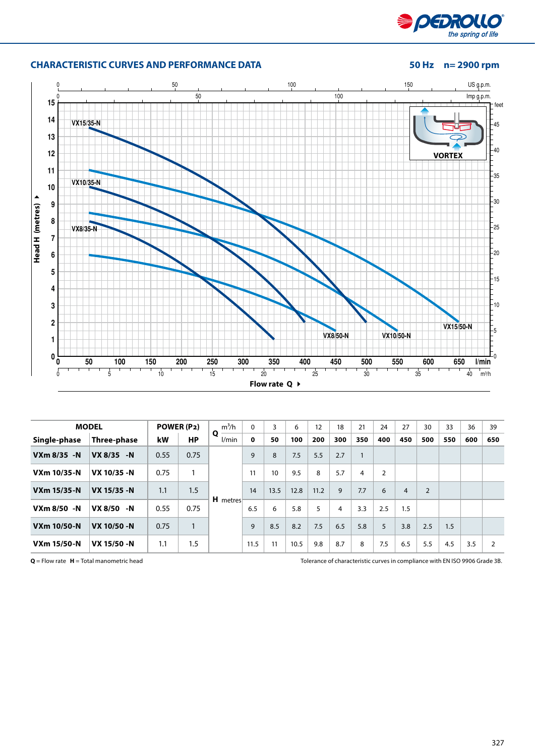## CHARACTERISTIC CURVES AND PERFORMANCE DATA

**50 Hz n= 2900 rpm**

| MODEL | | POWER (P2) | | Q | m³/h | 0 | 3 | 6 | 12 | 18 | 21 | 24 | 27 | 30 | 33 | 36 | 39 |
|---|---|---|---|---|---|---|---|---|---|---|---|---|---|---|---|---|---|
| Single-phase | Three-phase | kW | HP | | l/min | 0 | 50 | 100 | 200 | 300 | 350 | 400 | 450 | 500 | 550 | 600 | 650 |
| VXm 8/35 -N | VX 8/35 -N | 0.55 | 0.75 | H | metres | 9 | 8 | 7.5 | 5.5 | 2.7 | 1 | | | | | | |
| VXm 10/35-N | VX 10/35 -N | 0.75 | 1 | | | 11 | 10 | 9.5 | 8 | 5.7 | 4 | 2 | | | | | |
| VXm 15/35-N | VX 15/35 -N | 1.1 | 1.5 | | | 14 | 13.5 | 12.8 | 11.2 | 9 | 7.7 | 6 | 4 | 2 | | | |
| VXm 8/50 -N | VX 8/50 -N | 0.55 | 0.75 | | | 6.5 | 6 | 5.8 | 5 | 4 | 3.3 | 2.5 | 1.5 | | | | |
| VXm 10/50-N | VX 10/50 -N | 0.75 | 1 | | | 9 | 8.5 | 8.2 | 7.5 | 6.5 | 5.8 | 5 | 3.8 | 2.5 | 1.5 | | |
| VXm 15/50-N | VX 15/50 -N | 1.1 | 1.5 | | | 11.5 | 11 | 10.5 | 9.8 | 8.7 | 8 | 7.5 | 6.5 | 5.5 | 4.5 | 3.5 | 2 |

**Q** = Flow rate **H** = Total manometric head

Tolerance of characteristic curves in compliance with EN ISO 9906 Grade 3B.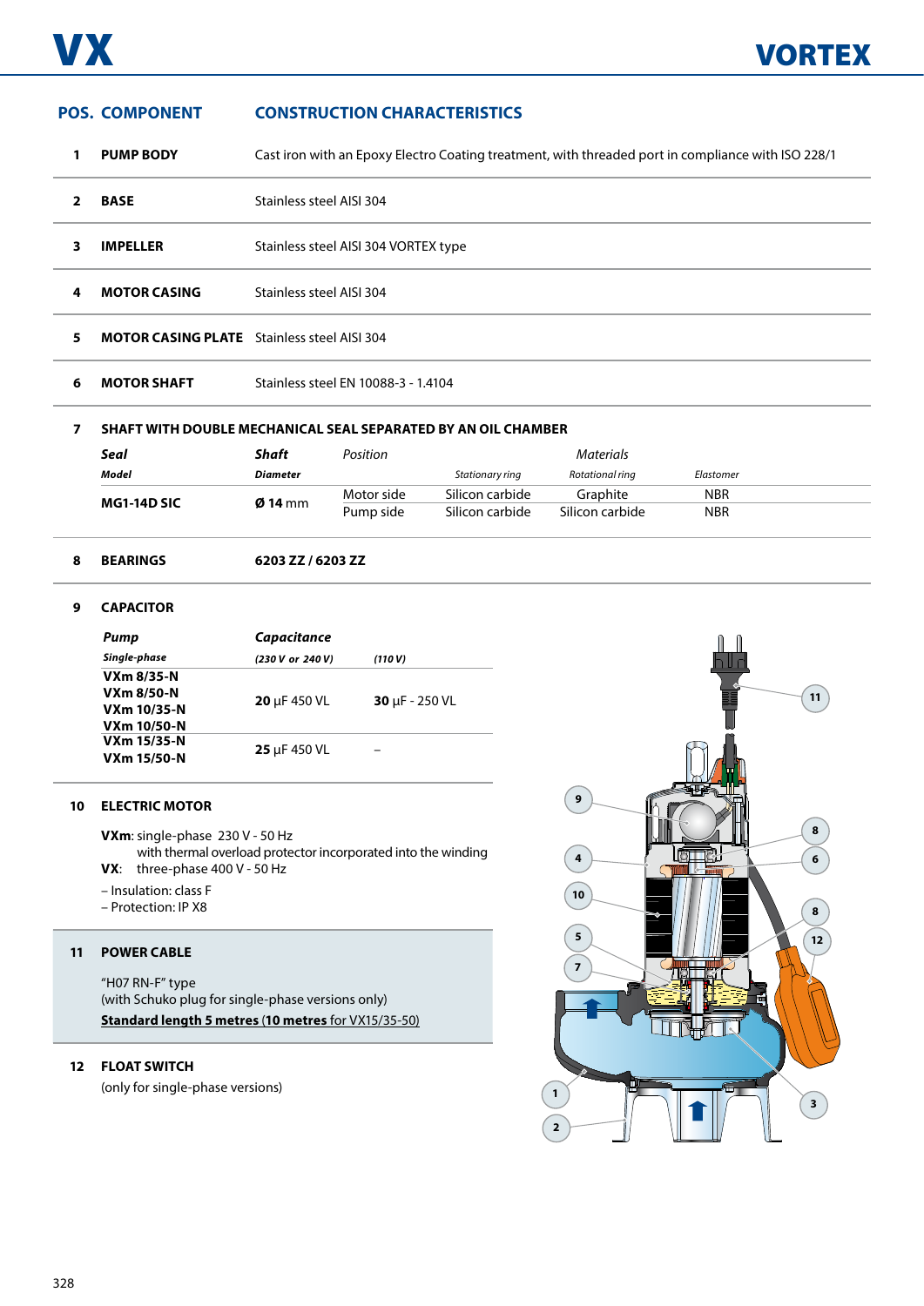# VX

## VORTEX

| POS. | COMPONENT | CONSTRUCTION CHARACTERISTICS |
|---|---|---|
| 1 | **PUMP BODY** | Cast iron with an Epoxy Electro Coating treatment, with threaded port in compliance with ISO 228/1 |
| 2 | **BASE** | Stainless steel AISI 304 |
| 3 | **IMPELLER** | Stainless steel AISI 304 VORTEX type |
| 4 | **MOTOR CASING** | Stainless steel AISI 304 |
| 5 | **MOTOR CASING PLATE** | Stainless steel AISI 304 |
| 6 | **MOTOR SHAFT** | Stainless steel EN 10088-3 - 1.4104 |

**7 SHAFT WITH DOUBLE MECHANICAL SEAL SEPARATED BY AN OIL CHAMBER**

| *Seal* | *Shaft* | *Position* | *Materials* | | |
|---|---|---|---|---|---|
| *Model* | *Diameter* | | *Stationary ring* | *Rotational ring* | *Elastomer* |
| **MG1-14D SIC** | **Ø 14** mm | Motor side | Silicon carbide | Graphite | NBR |
| | | Pump side | Silicon carbide | Silicon carbide | NBR |

**8 BEARINGS** — **6203 ZZ / 6203 ZZ**

**9 CAPACITOR**

| *Pump* | *Capacitance* | |
|---|---|---|
| *Single-phase* | *(230 V or 240 V)* | *(110 V)* |
| **VXm 8/35-N**<br>**VXm 8/50-N**<br>**VXm 10/35-N**<br>**VXm 10/50-N** | **20** μF 450 VL | **30** μF - 250 VL |
| **VXm 15/35-N**<br>**VXm 15/50-N** | **25** μF 450 VL | – |

**10 ELECTRIC MOTOR**

**VXm**: single-phase 230 V - 50 Hz
with thermal overload protector incorporated into the winding
**VX**: three-phase 400 V - 50 Hz

– Insulation: class F
– Protection: IP X8

**11 POWER CABLE**

"H07 RN-F" type
(with Schuko plug for single-phase versions only)
**Standard length 5 metres (10 metres** for VX15/35-50)

**12 FLOAT SWITCH**

(only for single-phase versions)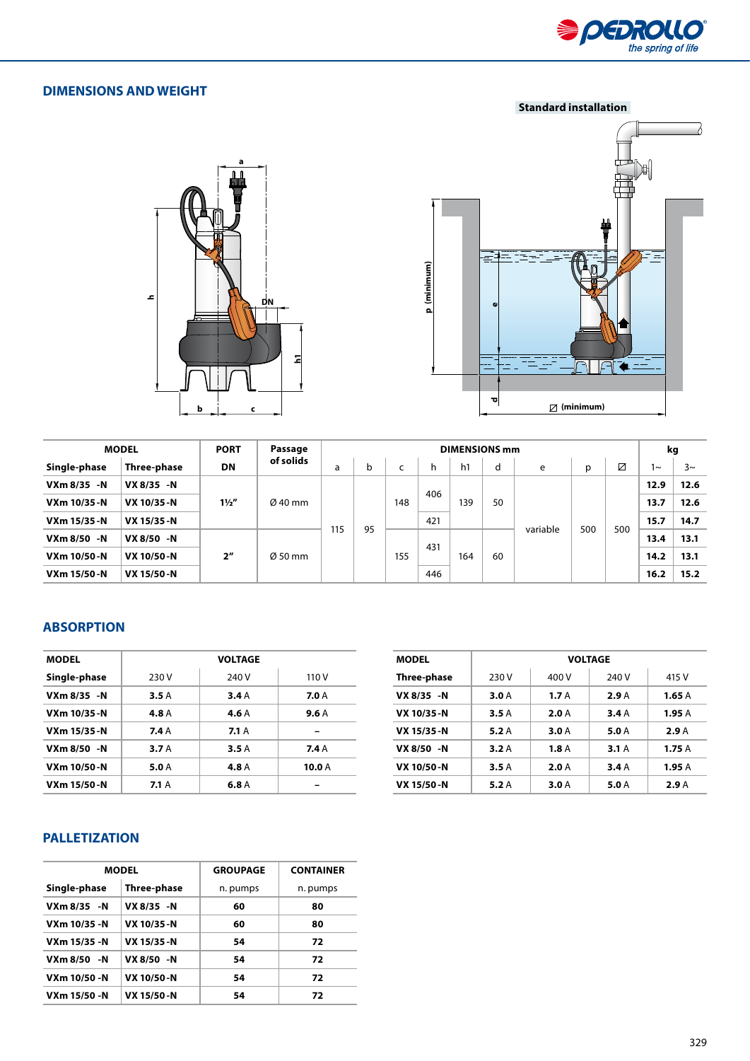## DIMENSIONS AND WEIGHT

Standard installation

a

h

DN

h1

b c

p (minimum)

e

d

◸ (minimum)

| MODEL | | PORT | Passage of solids | DIMENSIONS mm | | | | | | | | | kg | |
|---|---|---|---|---|---|---|---|---|---|---|---|---|---|---|
| Single-phase | Three-phase | DN | | a | b | c | h | h1 | d | e | p | ◸ | 1~ | 3~ |
| VXm 8/35 -N | VX 8/35 -N | 1½" | Ø 40 mm | 115 | 95 | 148 | 406 | 139 | 50 | variable | 500 | 500 | 12.9 | 12.6 |
| VXm 10/35-N | VX 10/35-N | 1½" | Ø 40 mm | 115 | 95 | 148 | 406 | 139 | 50 | variable | 500 | 500 | 13.7 | 12.6 |
| VXm 15/35-N | VX 15/35-N | 1½" | Ø 40 mm | 115 | 95 | 148 | 421 | 139 | 50 | variable | 500 | 500 | 15.7 | 14.7 |
| VXm 8/50 -N | VX 8/50 -N | 2" | Ø 50 mm | 115 | 95 | 155 | 431 | 164 | 60 | variable | 500 | 500 | 13.4 | 13.1 |
| VXm 10/50-N | VX 10/50-N | 2" | Ø 50 mm | 115 | 95 | 155 | 431 | 164 | 60 | variable | 500 | 500 | 14.2 | 13.1 |
| VXm 15/50-N | VX 15/50-N | 2" | Ø 50 mm | 115 | 95 | 155 | 446 | 164 | 60 | variable | 500 | 500 | 16.2 | 15.2 |

## ABSORPTION

| MODEL | VOLTAGE | | |
|---|---|---|---|
| Single-phase | 230 V | 240 V | 110 V |
| VXm 8/35 -N | 3.5 A | 3.4 A | 7.0 A |
| VXm 10/35-N | 4.8 A | 4.6 A | 9.6 A |
| VXm 15/35-N | 7.4 A | 7.1 A | – |
| VXm 8/50 -N | 3.7 A | 3.5 A | 7.4 A |
| VXm 10/50-N | 5.0 A | 4.8 A | 10.0 A |
| VXm 15/50-N | 7.1 A | 6.8 A | – |

| MODEL | VOLTAGE | | | |
|---|---|---|---|---|
| Three-phase | 230 V | 400 V | 240 V | 415 V |
| VX 8/35 -N | 3.0 A | 1.7 A | 2.9 A | 1.65 A |
| VX 10/35-N | 3.5 A | 2.0 A | 3.4 A | 1.95 A |
| VX 15/35-N | 5.2 A | 3.0 A | 5.0 A | 2.9 A |
| VX 8/50 -N | 3.2 A | 1.8 A | 3.1 A | 1.75 A |
| VX 10/50-N | 3.5 A | 2.0 A | 3.4 A | 1.95 A |
| VX 15/50-N | 5.2 A | 3.0 A | 5.0 A | 2.9 A |

## PALLETIZATION

| MODEL | | GROUPAGE | CONTAINER |
|---|---|---|---|
| Single-phase | Three-phase | n. pumps | n. pumps |
| VXm 8/35 -N | VX 8/35 -N | 60 | 80 |
| VXm 10/35 -N | VX 10/35-N | 60 | 80 |
| VXm 15/35 -N | VX 15/35-N | 54 | 72 |
| VXm 8/50 -N | VX 8/50 -N | 54 | 72 |
| VXm 10/50 -N | VX 10/50-N | 54 | 72 |
| VXm 15/50 -N | VX 15/50-N | 54 | 72 |